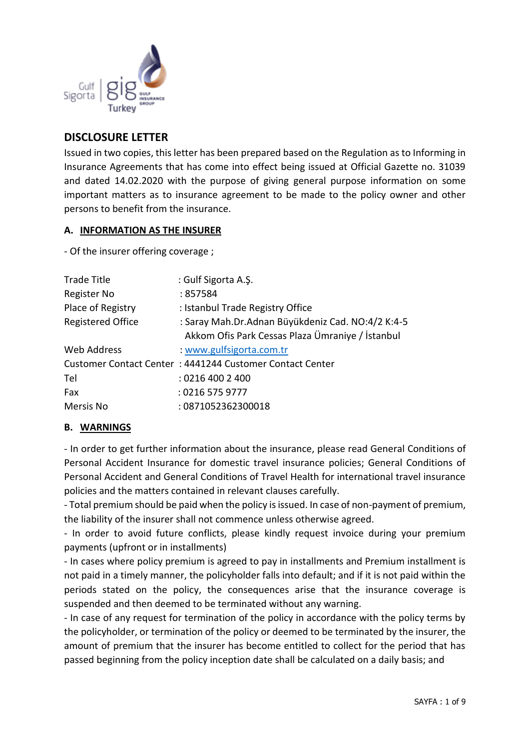## DISCLOSURE LETTER

Issued in two copies, this letter has been prepared based on the Regulation as to Informing in Insurance Agreements that has come into effect being issued at Official Gazette no. 31039 and dated 14.02.2020 with the purpose of giving general purpose information on some important matters as to insurance agreement to be made to the policy owner and other persons to benefit from the insurance.

### A. INFORMATION AS THE INSURER

- Of the insurer offering coverage ;

| | |
|---|---|
| Trade Title | : Gulf Sigorta A.Ş. |
| Register No | : 857584 |
| Place of Registry | : Istanbul Trade Registry Office |
| Registered Office | : Saray Mah.Dr.Adnan Büyükdeniz Cad. NO:4/2 K:4-5 Akkom Ofis Park Cessas Plaza Ümraniye / İstanbul |
| Web Address | : www.gulfsigorta.com.tr |
| Customer Contact Center | : 4441244 Customer Contact Center |
| Tel | : 0216 400 2 400 |
| Fax | : 0216 575 9777 |
| Mersis No | : 0871052362300018 |

### B. WARNINGS

- In order to get further information about the insurance, please read General Conditions of Personal Accident Insurance for domestic travel insurance policies; General Conditions of Personal Accident and General Conditions of Travel Health for international travel insurance policies and the matters contained in relevant clauses carefully.
- Total premium should be paid when the policy is issued. In case of non-payment of premium, the liability of the insurer shall not commence unless otherwise agreed.
- In order to avoid future conflicts, please kindly request invoice during your premium payments (upfront or in installments)
- In cases where policy premium is agreed to pay in installments and Premium installment is not paid in a timely manner, the policyholder falls into default; and if it is not paid within the periods stated on the policy, the consequences arise that the insurance coverage is suspended and then deemed to be terminated without any warning.
- In case of any request for termination of the policy in accordance with the policy terms by the policyholder, or termination of the policy or deemed to be terminated by the insurer, the amount of premium that the insurer has become entitled to collect for the period that has passed beginning from the policy inception date shall be calculated on a daily basis; and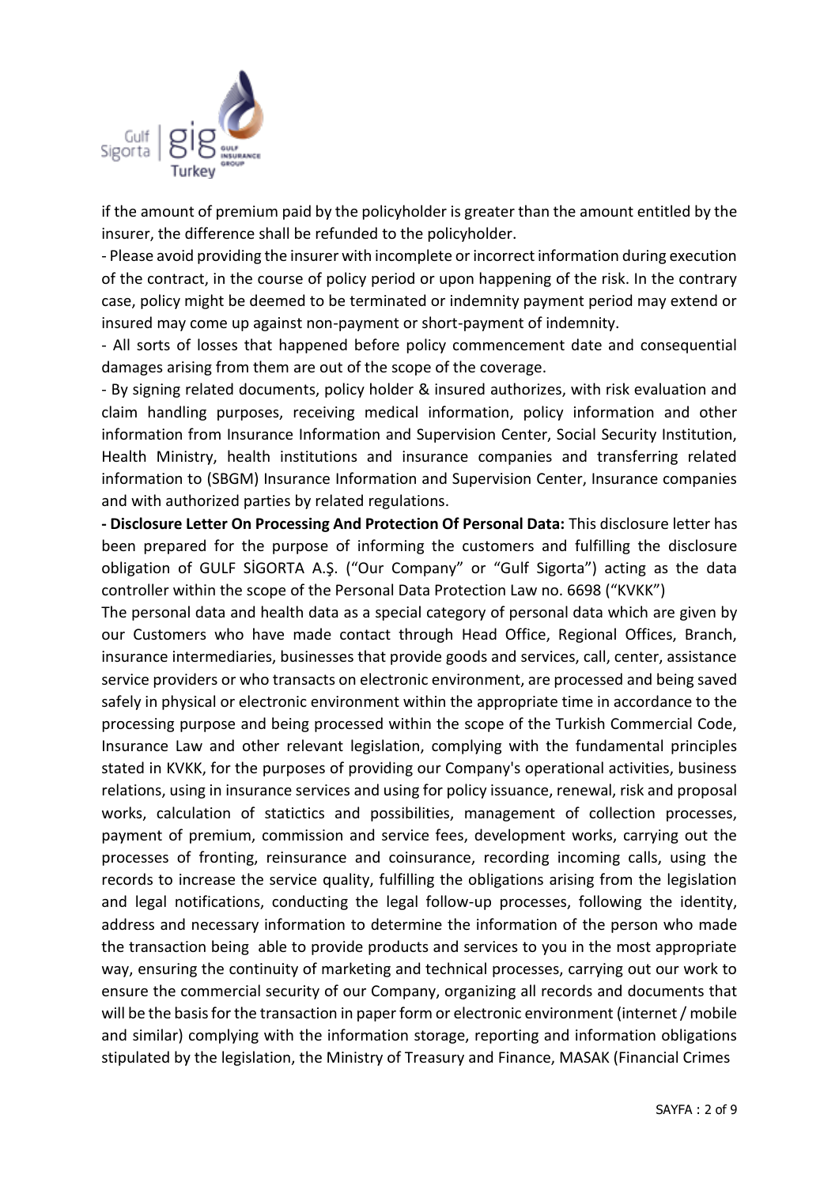if the amount of premium paid by the policyholder is greater than the amount entitled by the insurer, the difference shall be refunded to the policyholder.

- Please avoid providing the insurer with incomplete or incorrect information during execution of the contract, in the course of policy period or upon happening of the risk. In the contrary case, policy might be deemed to be terminated or indemnity payment period may extend or insured may come up against non-payment or short-payment of indemnity.

- All sorts of losses that happened before policy commencement date and consequential damages arising from them are out of the scope of the coverage.

- By signing related documents, policy holder & insured authorizes, with risk evaluation and claim handling purposes, receiving medical information, policy information and other information from Insurance Information and Supervision Center, Social Security Institution, Health Ministry, health institutions and insurance companies and transferring related information to (SBGM) Insurance Information and Supervision Center, Insurance companies and with authorized parties by related regulations.

**- Disclosure Letter On Processing And Protection Of Personal Data:** This disclosure letter has been prepared for the purpose of informing the customers and fulfilling the disclosure obligation of GULF SİGORTA A.Ş. ("Our Company" or "Gulf Sigorta") acting as the data controller within the scope of the Personal Data Protection Law no. 6698 ("KVKK")

The personal data and health data as a special category of personal data which are given by our Customers who have made contact through Head Office, Regional Offices, Branch, insurance intermediaries, businesses that provide goods and services, call, center, assistance service providers or who transacts on electronic environment, are processed and being saved safely in physical or electronic environment within the appropriate time in accordance to the processing purpose and being processed within the scope of the Turkish Commercial Code, Insurance Law and other relevant legislation, complying with the fundamental principles stated in KVKK, for the purposes of providing our Company's operational activities, business relations, using in insurance services and using for policy issuance, renewal, risk and proposal works, calculation of statictics and possibilities, management of collection processes, payment of premium, commission and service fees, development works, carrying out the processes of fronting, reinsurance and coinsurance, recording incoming calls, using the records to increase the service quality, fulfilling the obligations arising from the legislation and legal notifications, conducting the legal follow-up processes, following the identity, address and necessary information to determine the information of the person who made the transaction being able to provide products and services to you in the most appropriate way, ensuring the continuity of marketing and technical processes, carrying out our work to ensure the commercial security of our Company, organizing all records and documents that will be the basis for the transaction in paper form or electronic environment (internet / mobile and similar) complying with the information storage, reporting and information obligations stipulated by the legislation, the Ministry of Treasury and Finance, MASAK (Financial Crimes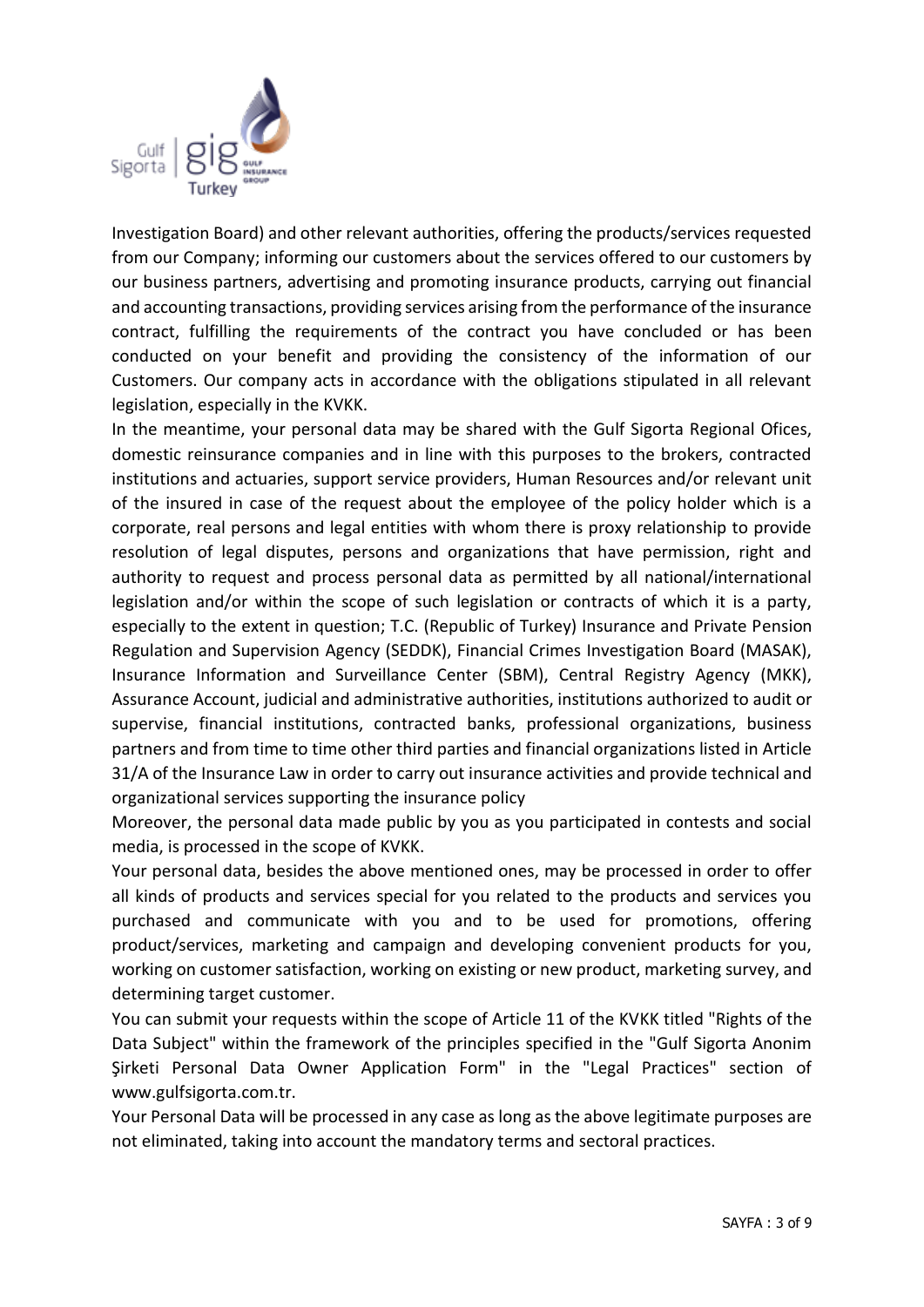Investigation Board) and other relevant authorities, offering the products/services requested from our Company; informing our customers about the services offered to our customers by our business partners, advertising and promoting insurance products, carrying out financial and accounting transactions, providing services arising from the performance of the insurance contract, fulfilling the requirements of the contract you have concluded or has been conducted on your benefit and providing the consistency of the information of our Customers. Our company acts in accordance with the obligations stipulated in all relevant legislation, especially in the KVKK.

In the meantime, your personal data may be shared with the Gulf Sigorta Regional Ofices, domestic reinsurance companies and in line with this purposes to the brokers, contracted institutions and actuaries, support service providers, Human Resources and/or relevant unit of the insured in case of the request about the employee of the policy holder which is a corporate, real persons and legal entities with whom there is proxy relationship to provide resolution of legal disputes, persons and organizations that have permission, right and authority to request and process personal data as permitted by all national/international legislation and/or within the scope of such legislation or contracts of which it is a party, especially to the extent in question; T.C. (Republic of Turkey) Insurance and Private Pension Regulation and Supervision Agency (SEDDK), Financial Crimes Investigation Board (MASAK), Insurance Information and Surveillance Center (SBM), Central Registry Agency (MKK), Assurance Account, judicial and administrative authorities, institutions authorized to audit or supervise, financial institutions, contracted banks, professional organizations, business partners and from time to time other third parties and financial organizations listed in Article 31/A of the Insurance Law in order to carry out insurance activities and provide technical and organizational services supporting the insurance policy

Moreover, the personal data made public by you as you participated in contests and social media, is processed in the scope of KVKK.

Your personal data, besides the above mentioned ones, may be processed in order to offer all kinds of products and services special for you related to the products and services you purchased and communicate with you and to be used for promotions, offering product/services, marketing and campaign and developing convenient products for you, working on customer satisfaction, working on existing or new product, marketing survey, and determining target customer.

You can submit your requests within the scope of Article 11 of the KVKK titled "Rights of the Data Subject" within the framework of the principles specified in the "Gulf Sigorta Anonim Şirketi Personal Data Owner Application Form" in the "Legal Practices" section of www.gulfsigorta.com.tr.

Your Personal Data will be processed in any case as long as the above legitimate purposes are not eliminated, taking into account the mandatory terms and sectoral practices.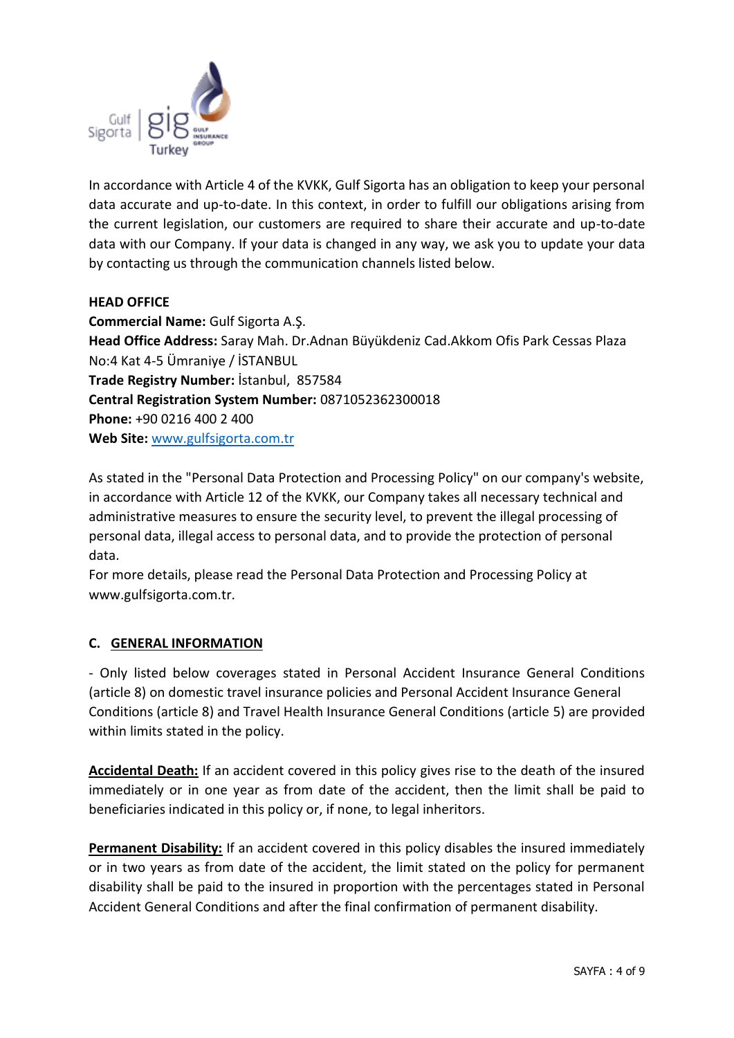In accordance with Article 4 of the KVKK, Gulf Sigorta has an obligation to keep your personal data accurate and up-to-date. In this context, in order to fulfill our obligations arising from the current legislation, our customers are required to share their accurate and up-to-date data with our Company. If your data is changed in any way, we ask you to update your data by contacting us through the communication channels listed below.

**HEAD OFFICE**
**Commercial Name:** Gulf Sigorta A.Ş.
**Head Office Address:** Saray Mah. Dr.Adnan Büyükdeniz Cad.Akkom Ofis Park Cessas Plaza No:4 Kat 4-5 Ümraniye / İSTANBUL
**Trade Registry Number:** İstanbul, 857584
**Central Registration System Number:** 0871052362300018
**Phone:** +90 0216 400 2 400
**Web Site:** www.gulfsigorta.com.tr

As stated in the "Personal Data Protection and Processing Policy" on our company's website, in accordance with Article 12 of the KVKK, our Company takes all necessary technical and administrative measures to ensure the security level, to prevent the illegal processing of personal data, illegal access to personal data, and to provide the protection of personal data.
For more details, please read the Personal Data Protection and Processing Policy at www.gulfsigorta.com.tr.

## C. GENERAL INFORMATION

- Only listed below coverages stated in Personal Accident Insurance General Conditions (article 8) on domestic travel insurance policies and Personal Accident Insurance General Conditions (article 8) and Travel Health Insurance General Conditions (article 5) are provided within limits stated in the policy.

**Accidental Death:** If an accident covered in this policy gives rise to the death of the insured immediately or in one year as from date of the accident, then the limit shall be paid to beneficiaries indicated in this policy or, if none, to legal inheritors.

**Permanent Disability:** If an accident covered in this policy disables the insured immediately or in two years as from date of the accident, the limit stated on the policy for permanent disability shall be paid to the insured in proportion with the percentages stated in Personal Accident General Conditions and after the final confirmation of permanent disability.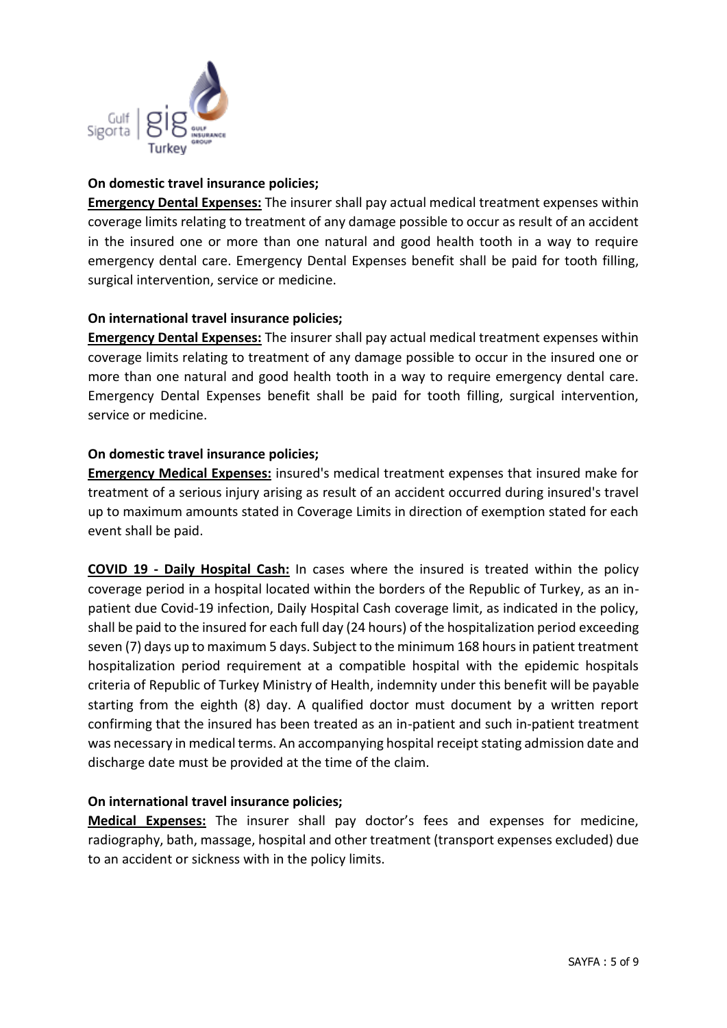**On domestic travel insurance policies;**

**Emergency Dental Expenses:** The insurer shall pay actual medical treatment expenses within coverage limits relating to treatment of any damage possible to occur as result of an accident in the insured one or more than one natural and good health tooth in a way to require emergency dental care. Emergency Dental Expenses benefit shall be paid for tooth filling, surgical intervention, service or medicine.

**On international travel insurance policies;**

**Emergency Dental Expenses:** The insurer shall pay actual medical treatment expenses within coverage limits relating to treatment of any damage possible to occur in the insured one or more than one natural and good health tooth in a way to require emergency dental care. Emergency Dental Expenses benefit shall be paid for tooth filling, surgical intervention, service or medicine.

**On domestic travel insurance policies;**

**Emergency Medical Expenses:** insured's medical treatment expenses that insured make for treatment of a serious injury arising as result of an accident occurred during insured's travel up to maximum amounts stated in Coverage Limits in direction of exemption stated for each event shall be paid.

**COVID 19 - Daily Hospital Cash:** In cases where the insured is treated within the policy coverage period in a hospital located within the borders of the Republic of Turkey, as an in-patient due Covid-19 infection, Daily Hospital Cash coverage limit, as indicated in the policy, shall be paid to the insured for each full day (24 hours) of the hospitalization period exceeding seven (7) days up to maximum 5 days. Subject to the minimum 168 hours in patient treatment hospitalization period requirement at a compatible hospital with the epidemic hospitals criteria of Republic of Turkey Ministry of Health, indemnity under this benefit will be payable starting from the eighth (8) day. A qualified doctor must document by a written report confirming that the insured has been treated as an in-patient and such in-patient treatment was necessary in medical terms. An accompanying hospital receipt stating admission date and discharge date must be provided at the time of the claim.

**On international travel insurance policies;**

**Medical Expenses:** The insurer shall pay doctor's fees and expenses for medicine, radiography, bath, massage, hospital and other treatment (transport expenses excluded) due to an accident or sickness with in the policy limits.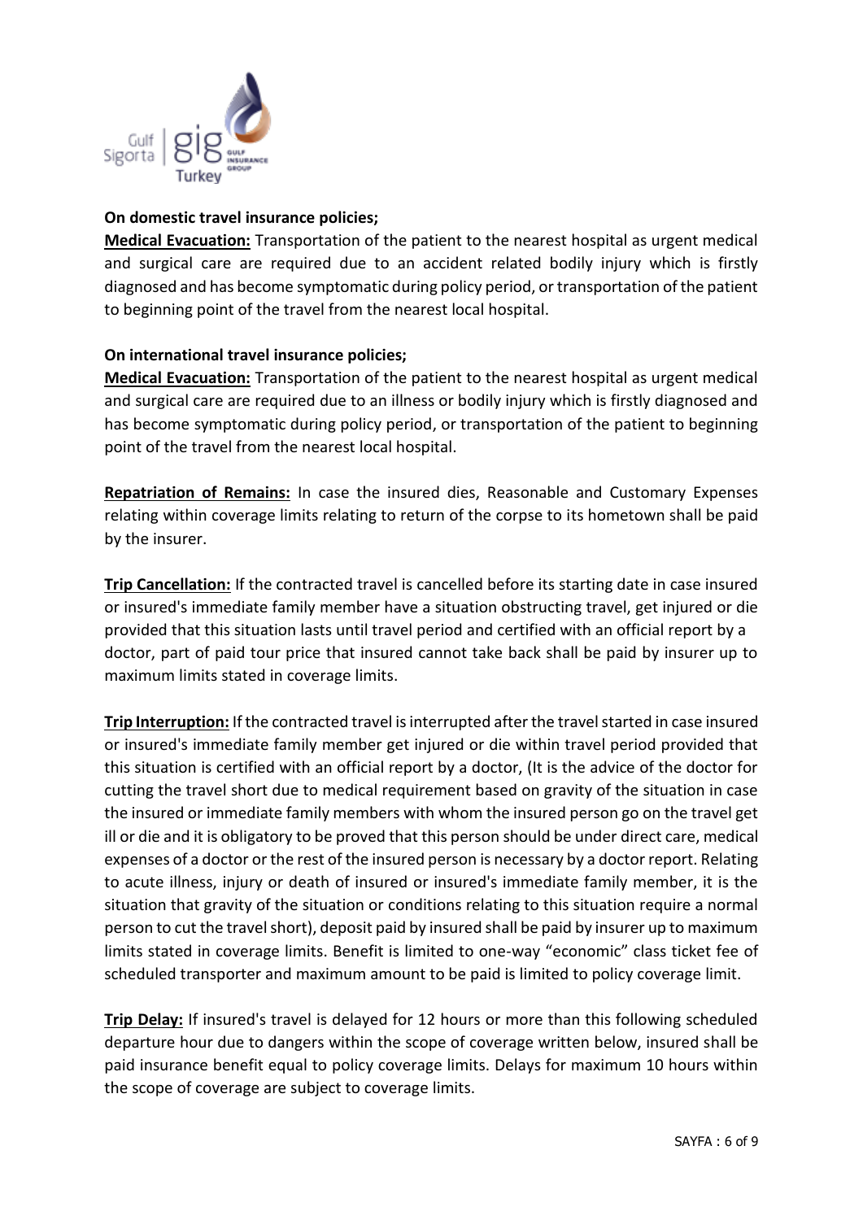**On domestic travel insurance policies;**

**Medical Evacuation:** Transportation of the patient to the nearest hospital as urgent medical and surgical care are required due to an accident related bodily injury which is firstly diagnosed and has become symptomatic during policy period, or transportation of the patient to beginning point of the travel from the nearest local hospital.

**On international travel insurance policies;**

**Medical Evacuation:** Transportation of the patient to the nearest hospital as urgent medical and surgical care are required due to an illness or bodily injury which is firstly diagnosed and has become symptomatic during policy period, or transportation of the patient to beginning point of the travel from the nearest local hospital.

**Repatriation of Remains:** In case the insured dies, Reasonable and Customary Expenses relating within coverage limits relating to return of the corpse to its hometown shall be paid by the insurer.

**Trip Cancellation:** If the contracted travel is cancelled before its starting date in case insured or insured's immediate family member have a situation obstructing travel, get injured or die provided that this situation lasts until travel period and certified with an official report by a doctor, part of paid tour price that insured cannot take back shall be paid by insurer up to maximum limits stated in coverage limits.

**Trip Interruption:** If the contracted travel is interrupted after the travel started in case insured or insured's immediate family member get injured or die within travel period provided that this situation is certified with an official report by a doctor, (It is the advice of the doctor for cutting the travel short due to medical requirement based on gravity of the situation in case the insured or immediate family members with whom the insured person go on the travel get ill or die and it is obligatory to be proved that this person should be under direct care, medical expenses of a doctor or the rest of the insured person is necessary by a doctor report. Relating to acute illness, injury or death of insured or insured's immediate family member, it is the situation that gravity of the situation or conditions relating to this situation require a normal person to cut the travel short), deposit paid by insured shall be paid by insurer up to maximum limits stated in coverage limits. Benefit is limited to one-way "economic" class ticket fee of scheduled transporter and maximum amount to be paid is limited to policy coverage limit.

**Trip Delay:** If insured's travel is delayed for 12 hours or more than this following scheduled departure hour due to dangers within the scope of coverage written below, insured shall be paid insurance benefit equal to policy coverage limits. Delays for maximum 10 hours within the scope of coverage are subject to coverage limits.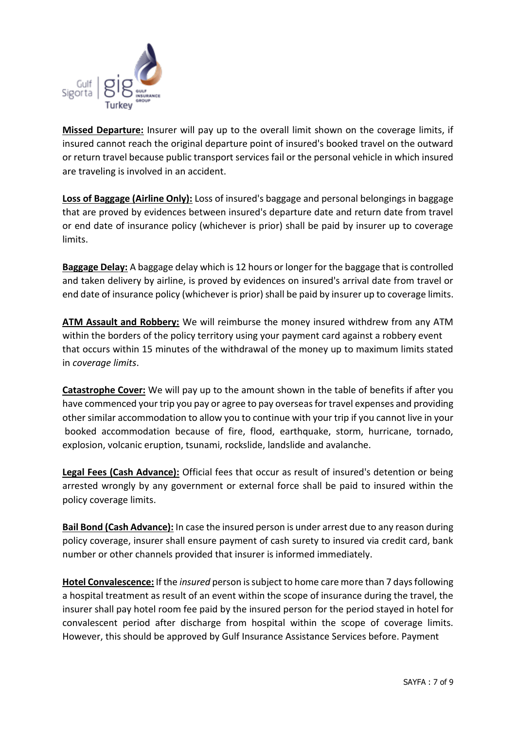**Missed Departure:** Insurer will pay up to the overall limit shown on the coverage limits, if insured cannot reach the original departure point of insured's booked travel on the outward or return travel because public transport services fail or the personal vehicle in which insured are traveling is involved in an accident.

**Loss of Baggage (Airline Only):** Loss of insured's baggage and personal belongings in baggage that are proved by evidences between insured's departure date and return date from travel or end date of insurance policy (whichever is prior) shall be paid by insurer up to coverage limits.

**Baggage Delay:** A baggage delay which is 12 hours or longer for the baggage that is controlled and taken delivery by airline, is proved by evidences on insured's arrival date from travel or end date of insurance policy (whichever is prior) shall be paid by insurer up to coverage limits.

**ATM Assault and Robbery:** We will reimburse the money insured withdrew from any ATM within the borders of the policy territory using your payment card against a robbery event that occurs within 15 minutes of the withdrawal of the money up to maximum limits stated in *coverage limits*.

**Catastrophe Cover:** We will pay up to the amount shown in the table of benefits if after you have commenced your trip you pay or agree to pay overseas for travel expenses and providing other similar accommodation to allow you to continue with your trip if you cannot live in your booked accommodation because of fire, flood, earthquake, storm, hurricane, tornado, explosion, volcanic eruption, tsunami, rockslide, landslide and avalanche.

**Legal Fees (Cash Advance):** Official fees that occur as result of insured's detention or being arrested wrongly by any government or external force shall be paid to insured within the policy coverage limits.

**Bail Bond (Cash Advance):** In case the insured person is under arrest due to any reason during policy coverage, insurer shall ensure payment of cash surety to insured via credit card, bank number or other channels provided that insurer is informed immediately.

**Hotel Convalescence:** If the *insured* person is subject to home care more than 7 days following a hospital treatment as result of an event within the scope of insurance during the travel, the insurer shall pay hotel room fee paid by the insured person for the period stayed in hotel for convalescent period after discharge from hospital within the scope of coverage limits. However, this should be approved by Gulf Insurance Assistance Services before. Payment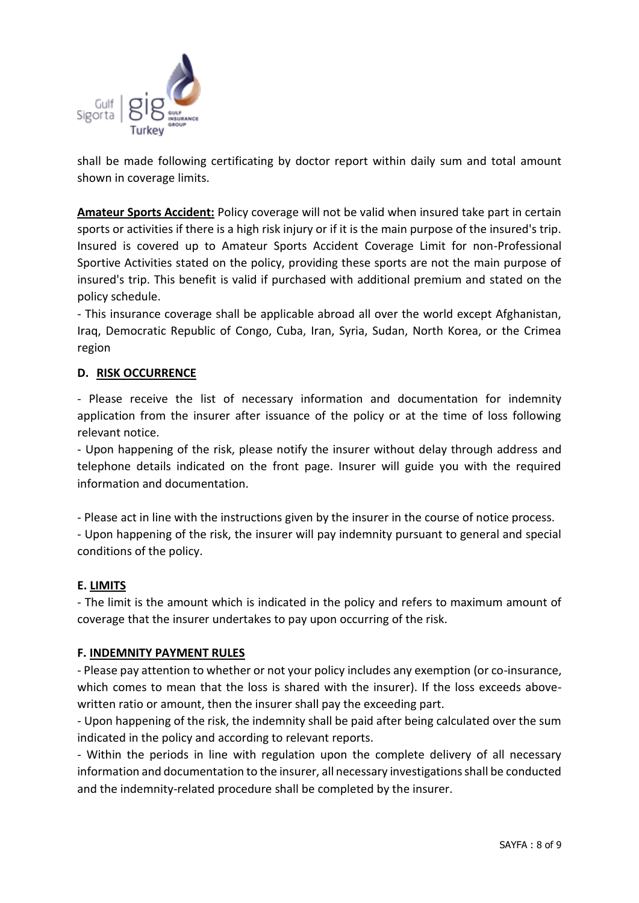shall be made following certificating by doctor report within daily sum and total amount shown in coverage limits.

**Amateur Sports Accident:** Policy coverage will not be valid when insured take part in certain sports or activities if there is a high risk injury or if it is the main purpose of the insured's trip. Insured is covered up to Amateur Sports Accident Coverage Limit for non-Professional Sportive Activities stated on the policy, providing these sports are not the main purpose of insured's trip. This benefit is valid if purchased with additional premium and stated on the policy schedule.

- This insurance coverage shall be applicable abroad all over the world except Afghanistan, Iraq, Democratic Republic of Congo, Cuba, Iran, Syria, Sudan, North Korea, or the Crimea region

## D. RISK OCCURRENCE

- Please receive the list of necessary information and documentation for indemnity application from the insurer after issuance of the policy or at the time of loss following relevant notice.
- Upon happening of the risk, please notify the insurer without delay through address and telephone details indicated on the front page. Insurer will guide you with the required information and documentation.

- Please act in line with the instructions given by the insurer in the course of notice process.
- Upon happening of the risk, the insurer will pay indemnity pursuant to general and special conditions of the policy.

## E. LIMITS

- The limit is the amount which is indicated in the policy and refers to maximum amount of coverage that the insurer undertakes to pay upon occurring of the risk.

## F. INDEMNITY PAYMENT RULES

- Please pay attention to whether or not your policy includes any exemption (or co-insurance, which comes to mean that the loss is shared with the insurer). If the loss exceeds above-written ratio or amount, then the insurer shall pay the exceeding part.
- Upon happening of the risk, the indemnity shall be paid after being calculated over the sum indicated in the policy and according to relevant reports.
- Within the periods in line with regulation upon the complete delivery of all necessary information and documentation to the insurer, all necessary investigations shall be conducted and the indemnity-related procedure shall be completed by the insurer.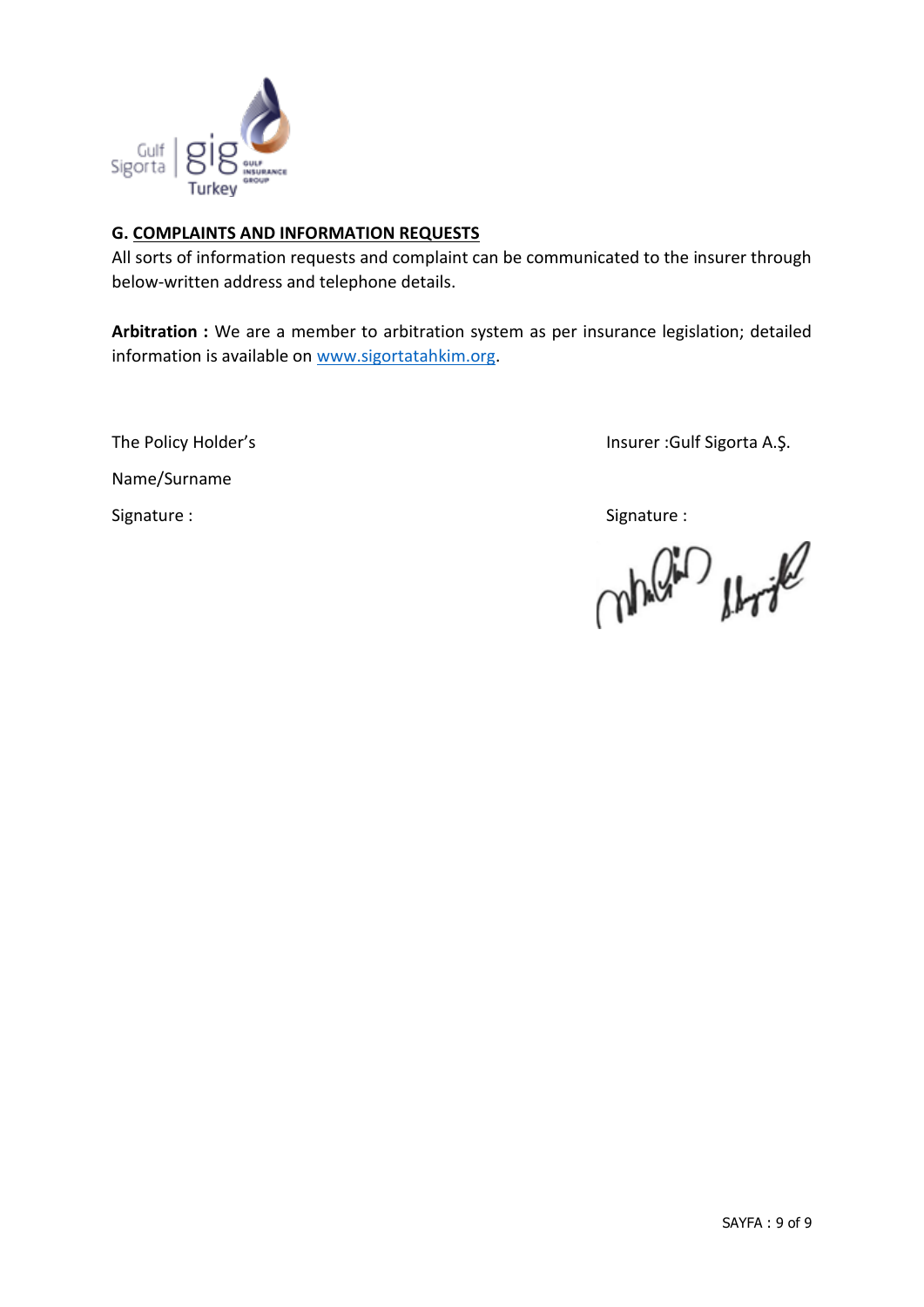## G. COMPLAINTS AND INFORMATION REQUESTS

All sorts of information requests and complaint can be communicated to the insurer through below-written address and telephone details.

**Arbitration :** We are a member to arbitration system as per insurance legislation; detailed information is available on www.sigortatahkim.org.

The Policy Holder's

Name/Surname

Signature :

Insurer :Gulf Sigorta A.Ş.

Signature :